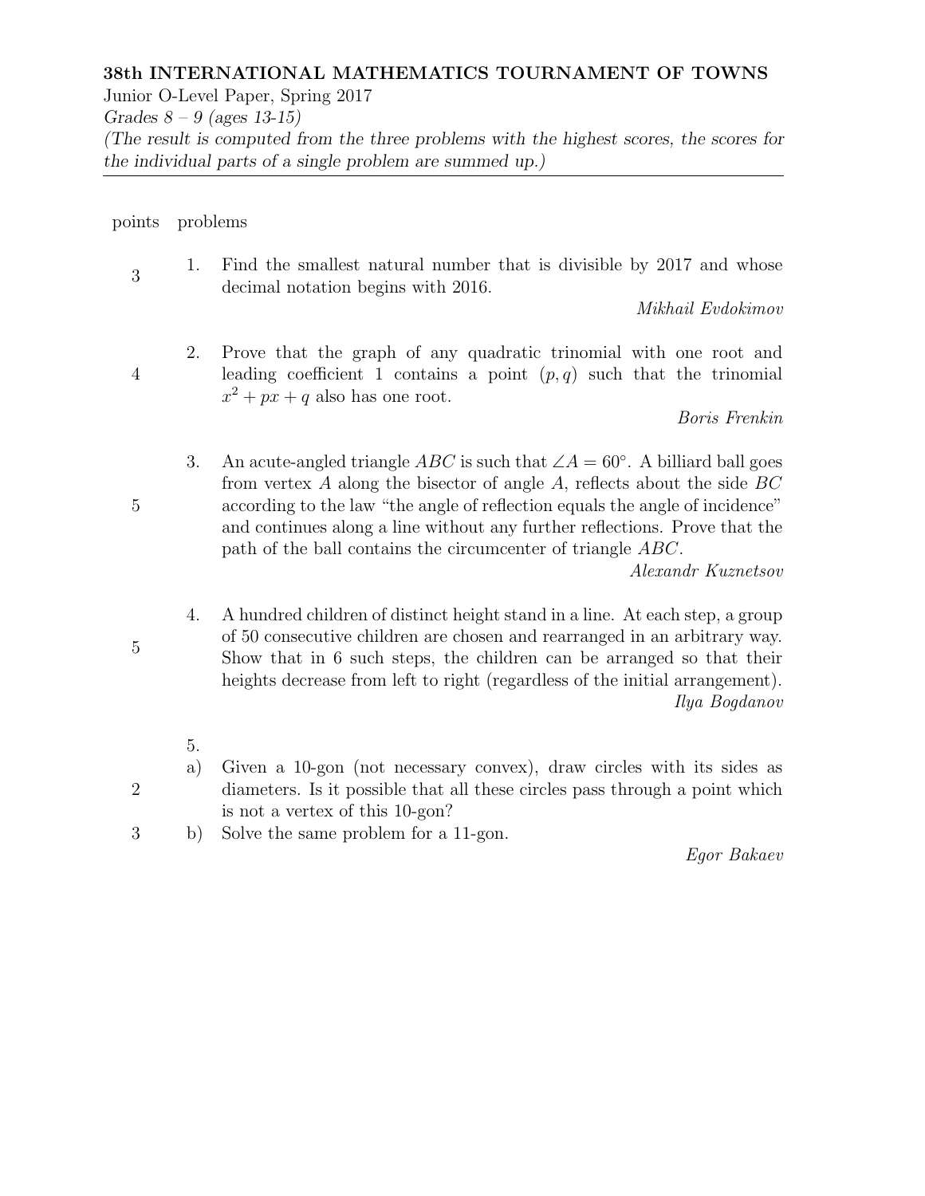**38th INTERNATIONAL MATHEMATICS TOURNAMENT OF TOWNS**

Junior O-Level Paper, Spring 2017

*Grades 8 – 9 (ages 13-15)*

*(The result is computed from the three problems with the highest scores, the scores for the individual parts of a single problem are summed up.)*

---

| points | problems |
|---|---|
| 3 | 1. Find the smallest natural number that is divisible by 2017 and whose decimal notation begins with 2016. *Mikhail Evdokimov* |
| 4 | 2. Prove that the graph of any quadratic trinomial with one root and leading coefficient 1 contains a point $(p, q)$ such that the trinomial $x^2 + px + q$ also has one root. *Boris Frenkin* |
| 5 | 3. An acute-angled triangle $ABC$ is such that $\angle A = 60^\circ$. A billiard ball goes from vertex $A$ along the bisector of angle $A$, reflects about the side $BC$ according to the law "the angle of reflection equals the angle of incidence" and continues along a line without any further reflections. Prove that the path of the ball contains the circumcenter of triangle $ABC$. *Alexandr Kuznetsov* |
| 5 | 4. A hundred children of distinct height stand in a line. At each step, a group of 50 consecutive children are chosen and rearranged in an arbitrary way. Show that in 6 such steps, the children can be arranged so that their heights decrease from left to right (regardless of the initial arrangement). *Ilya Bogdanov* |
| | 5. |
| 2 | a) Given a 10-gon (not necessary convex), draw circles with its sides as diameters. Is it possible that all these circles pass through a point which is not a vertex of this 10-gon? |
| 3 | b) Solve the same problem for a 11-gon. *Egor Bakaev* |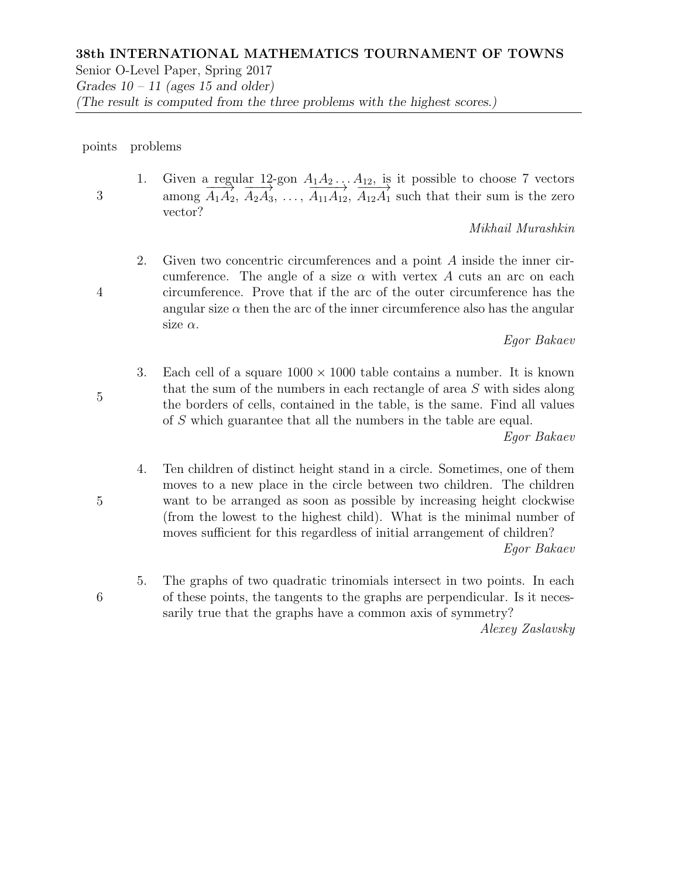**38th INTERNATIONAL MATHEMATICS TOURNAMENT OF TOWNS**

Senior O-Level Paper, Spring 2017

*Grades 10 – 11 (ages 15 and older)*

*(The result is computed from the three problems with the highest scores.)*

---

| points | problems |
|---|---|
| 3 | 1. Given a regular 12-gon $A_1A_2\dots A_{12}$, is it possible to choose 7 vectors among $\overrightarrow{A_1A_2}$, $\overrightarrow{A_2A_3}$, $\dots$, $\overrightarrow{A_{11}A_{12}}$, $\overrightarrow{A_{12}A_1}$ such that their sum is the zero vector? *Mikhail Murashkin* |
| 4 | 2. Given two concentric circumferences and a point $A$ inside the inner circumference. The angle of a size $\alpha$ with vertex $A$ cuts an arc on each circumference. Prove that if the arc of the outer circumference has the angular size $\alpha$ then the arc of the inner circumference also has the angular size $\alpha$. *Egor Bakaev* |
| 5 | 3. Each cell of a square $1000 \times 1000$ table contains a number. It is known that the sum of the numbers in each rectangle of area $S$ with sides along the borders of cells, contained in the table, is the same. Find all values of $S$ which guarantee that all the numbers in the table are equal. *Egor Bakaev* |
| 5 | 4. Ten children of distinct height stand in a circle. Sometimes, one of them moves to a new place in the circle between two children. The children want to be arranged as soon as possible by increasing height clockwise (from the lowest to the highest child). What is the minimal number of moves sufficient for this regardless of initial arrangement of children? *Egor Bakaev* |
| 6 | 5. The graphs of two quadratic trinomials intersect in two points. In each of these points, the tangents to the graphs are perpendicular. Is it necessarily true that the graphs have a common axis of symmetry? *Alexey Zaslavsky* |